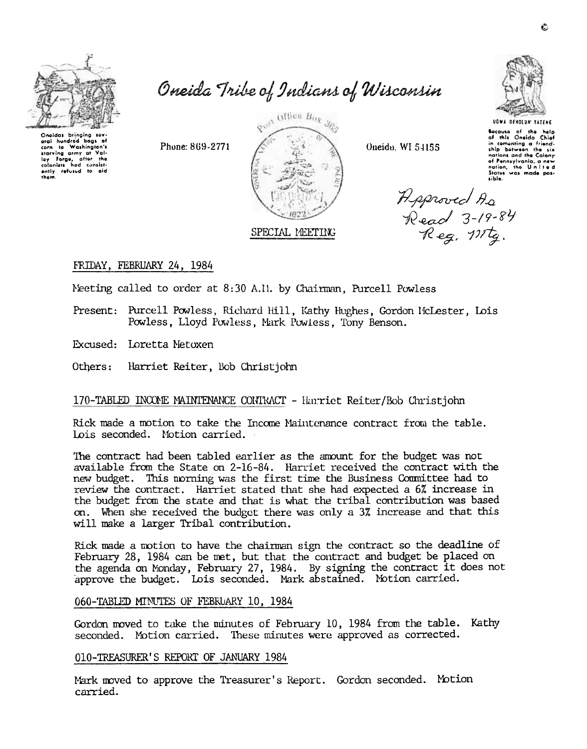# Oneida Tribe of Indians of Wisconsin

Oneidas bringing several hundred bags of corn to Washington's starving army at Valley Forge, after the colonists had consistently refused to aid them.

Phone: 869-2771

Oneida, WI 54155

UGWA DEHOLUH YATEHE

Because of the help of this Oneida Chief in cementing a friendship between the six nations and the Colony of Pennsylvania, a new nation, the United States was made possible.

Approved As Read 3-19-84 Reg. Mtg.

## SPECIAL MEETING

FRIDAY, FEBRUARY 24, 1984

Meeting called to order at 8:30 A.M. by Chairman, Purcell Powless

Present: Purcell Powless, Richard Hill, Kathy Hughes, Gordon McLester, Lois Powless, Lloyd Powless, Mark Powless, Tony Benson.

Excused: Loretta Metoxen

Others: Harriet Reiter, Bob Christjohn

170-TABLED INCOME MAINTENANCE CONTRACT - Harriet Reiter/Bob Christjohn

Rick made a motion to take the Income Maintenance contract from the table. Lois seconded. Motion carried.

The contract had been tabled earlier as the amount for the budget was not available from the State on 2-16-84. Harriet received the contract with the new budget. This morning was the first time the Business Committee had to review the contract. Harriet stated that she had expected a 6% increase in the budget from the state and that is what the tribal contribution was based on. When she received the budget there was only a 3% increase and that this will make a larger Tribal contribution.

Rick made a motion to have the chairman sign the contract so the deadline of February 28, 1984 can be met, but that the contract and budget be placed on the agenda on Monday, February 27, 1984. By signing the contract it does not approve the budget. Lois seconded. Mark abstained. Motion carried.

060-TABLED MINUTES OF FEBRUARY 10, 1984

Gordon moved to take the minutes of February 10, 1984 from the table. Kathy seconded. Motion carried. These minutes were approved as corrected.

010-TREASURER'S REPORT OF JANUARY 1984

Mark moved to approve the Treasurer's Report. Gordon seconded. Motion carried.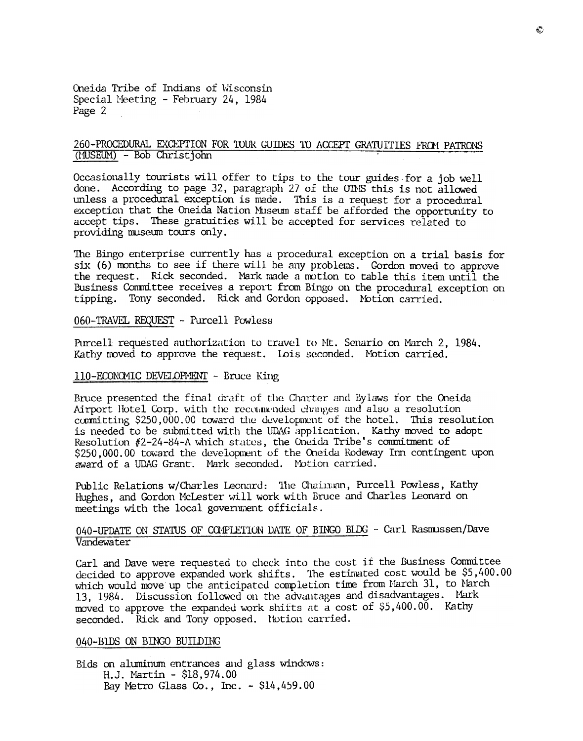Oneida Tribe of Indians of Wisconsin
Special Meeting - February 24, 1984
Page 2

260-PROCEDURAL EXCEPTION FOR TOUR GUIDES TO ACCEPT GRATUITIES FROM PATRONS (MUSEUM) - Bob Christjohn

Occasionally tourists will offer to tips to the tour guides for a job well done. According to page 32, paragraph 27 of the OTMS this is not allowed unless a procedural exception is made. This is a request for a procedural exception that the Oneida Nation Museum staff be afforded the opportunity to accept tips. These gratuities will be accepted for services related to providing museum tours only.

The Bingo enterprise currently has a procedural exception on a trial basis for six (6) months to see if there will be any problems. Gordon moved to approve the request. Rick seconded. Mark made a motion to table this item until the Business Committee receives a report from Bingo on the procedural exception on tipping. Tony seconded. Rick and Gordon opposed. Motion carried.

060-TRAVEL REQUEST - Purcell Powless

Purcell requested authorization to travel to Mt. Senario on March 2, 1984. Kathy moved to approve the request. Lois seconded. Motion carried.

110-ECONOMIC DEVELOPMENT - Bruce King

Bruce presented the final draft of the Charter and Bylaws for the Oneida Airport Hotel Corp. with the recommended changes and also a resolution committing $250,000.00 toward the development of the hotel. This resolution is needed to be submitted with the UDAG application. Kathy moved to adopt Resolution #2-24-84-A which states, the Oneida Tribe's commitment of $250,000.00 toward the development of the Oneida Rodeway Inn contingent upon award of a UDAG Grant. Mark seconded. Motion carried.

Public Relations w/Charles Leonard: The Chairman, Purcell Powless, Kathy Hughes, and Gordon McLester will work with Bruce and Charles Leonard on meetings with the local government officials.

040-UPDATE ON STATUS OF COMPLETION DATE OF BINGO BLDG - Carl Rasmussen/Dave Vandewater

Carl and Dave were requested to check into the cost if the Business Committee decided to approve expanded work shifts. The estimated cost would be $5,400.00 which would move up the anticipated completion time from March 31, to March 13, 1984. Discussion followed on the advantages and disadvantages. Mark moved to approve the expanded work shifts at a cost of $5,400.00. Kathy seconded. Rick and Tony opposed. Motion carried.

040-BIDS ON BINGO BUILDING

Bids on aluminum entrances and glass windows:
- H.J. Martin - $18,974.00
- Bay Metro Glass Co., Inc. - $14,459.00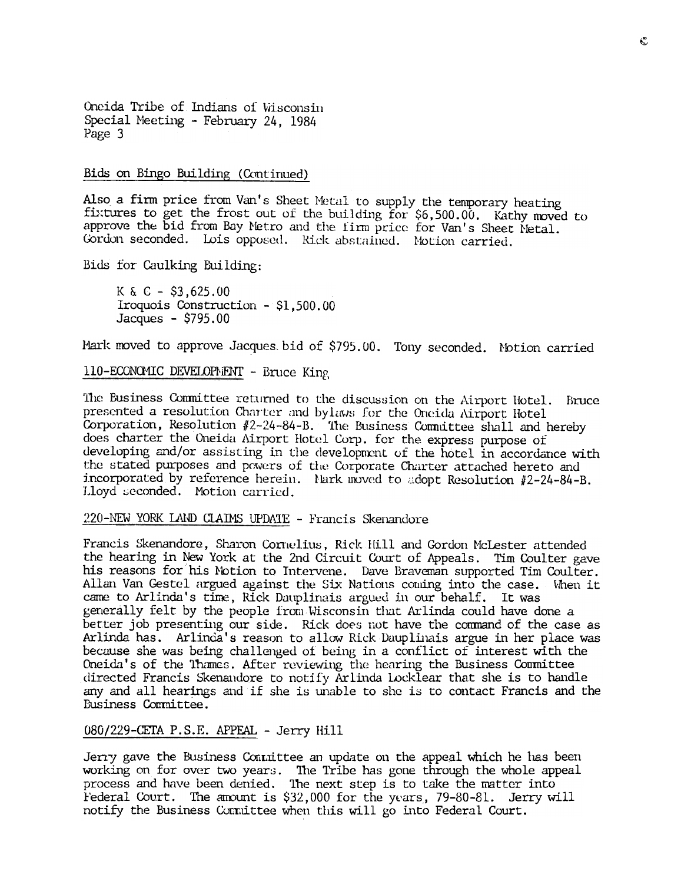Oneida Tribe of Indians of Wisconsin
Special Meeting - February 24, 1984
Page 3

Bids on Bingo Building (Continued)

Also a firm price from Van's Sheet Metal to supply the temporary heating fixtures to get the frost out of the building for $6,500.00. Kathy moved to approve the bid from Bay Metro and the firm price for Van's Sheet Metal. Gordon seconded. Lois opposed. Rick abstained. Motion carried.

Bids for Caulking Building:

K & C - $3,625.00
Iroquois Construction - $1,500.00
Jacques - $795.00

Mark moved to approve Jacques bid of $795.00. Tony seconded. Motion carried

110-ECONOMIC DEVELOPMENT - Bruce King

The Business Committee returned to the discussion on the Airport Hotel. Bruce presented a resolution Charter and bylaws for the Oneida Airport Hotel Corporation, Resolution #2-24-84-B. The Business Committee shall and hereby does charter the Oneida Airport Hotel Corp. for the express purpose of developing and/or assisting in the development of the hotel in accordance with the stated purposes and powers of the Corporate Charter attached hereto and incorporated by reference herein. Mark moved to adopt Resolution #2-24-84-B. Lloyd seconded. Motion carried.

220-NEW YORK LAND CLAIMS UPDATE - Francis Skenandore

Francis Skenandore, Sharon Cornelius, Rick Hill and Gordon McLester attended the hearing in New York at the 2nd Circuit Court of Appeals. Tim Coulter gave his reasons for his Motion to Intervene. Dave Braveman supported Tim Coulter. Allan Van Gestel argued against the Six Nations coming into the case. When it came to Arlinda's time, Rick Dauplinais argued in our behalf. It was generally felt by the people from Wisconsin that Arlinda could have done a better job presenting our side. Rick does not have the command of the case as Arlinda has. Arlinda's reason to allow Rick Dauplinais argue in her place was because she was being challenged of being in a conflict of interest with the Oneida's of the Thames. After reviewing the hearing the Business Committee directed Francis Skenandore to notify Arlinda Locklear that she is to handle any and all hearings and if she is unable to she is to contact Francis and the Business Committee.

080/229-CETA P.S.E. APPEAL - Jerry Hill

Jerry gave the Business Committee an update on the appeal which he has been working on for over two years. The Tribe has gone through the whole appeal process and have been denied. The next step is to take the matter into Federal Court. The amount is $32,000 for the years, 79-80-81. Jerry will notify the Business Committee when this will go into Federal Court.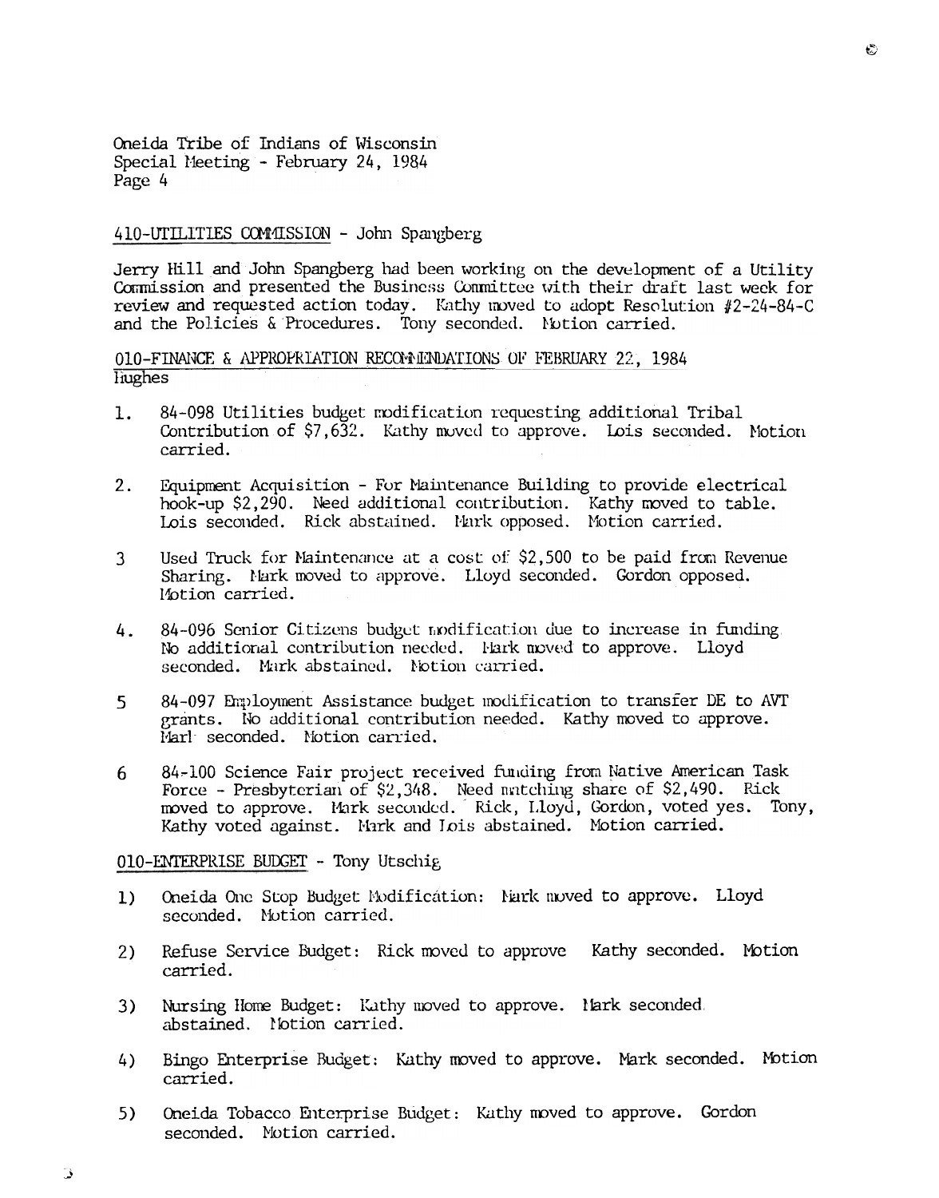Oneida Tribe of Indians of Wisconsin
Special Meeting - February 24, 1984
Page 4

410-UTILITIES COMMISSION - John Spangberg

Jerry Hill and John Spangberg had been working on the development of a Utility Commission and presented the Business Committee with their draft last week for review and requested action today. Kathy moved to adopt Resolution #2-24-84-C and the Policies & Procedures. Tony seconded. Motion carried.

010-FINANCE & APPROPRIATION RECOMMENDATIONS OF FEBRUARY 22, 1984
Hughes

1. 84-098 Utilities budget modification requesting additional Tribal Contribution of $7,632. Kathy moved to approve. Lois seconded. Motion carried.

2. Equipment Acquisition - For Maintenance Building to provide electrical hook-up $2,290. Need additional contribution. Kathy moved to table. Lois seconded. Rick abstained. Mark opposed. Motion carried.

3 Used Truck for Maintenance at a cost of $2,500 to be paid from Revenue Sharing. Mark moved to approve. Lloyd seconded. Gordon opposed. Motion carried.

4. 84-096 Senior Citizens budget modification due to increase in funding No additional contribution needed. Mark moved to approve. Lloyd seconded. Mark abstained. Motion carried.

5 84-097 Employment Assistance budget modification to transfer DE to AVT grants. No additional contribution needed. Kathy moved to approve. Mark seconded. Motion carried.

6 84-100 Science Fair project received funding from Native American Task Force - Presbyterian of $2,348. Need matching share of $2,490. Rick moved to approve. Mark seconded. Rick, Lloyd, Gordon, voted yes. Tony, Kathy voted against. Mark and Lois abstained. Motion carried.

010-ENTERPRISE BUDGET - Tony Utschig

1) Oneida One Stop Budget Modification: Mark moved to approve. Lloyd seconded. Motion carried.

2) Refuse Service Budget: Rick moved to approve Kathy seconded. Motion carried.

3) Nursing Home Budget: Kathy moved to approve. Mark seconded abstained. Motion carried.

4) Bingo Enterprise Budget: Kathy moved to approve. Mark seconded. Motion carried.

5) Oneida Tobacco Enterprise Budget: Kathy moved to approve. Gordon seconded. Motion carried.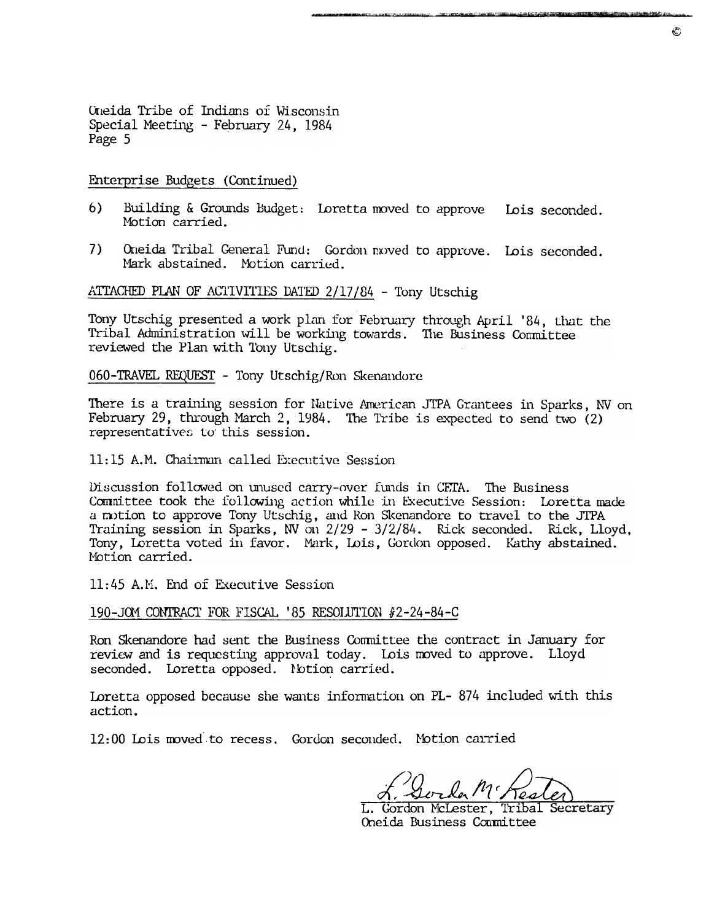Oneida Tribe of Indians of Wisconsin
Special Meeting - February 24, 1984
Page 5

Enterprise Budgets (Continued)

6) Building & Grounds Budget: Loretta moved to approve Lois seconded. Motion carried.

7) Oneida Tribal General Fund: Gordon moved to approve. Lois seconded. Mark abstained. Motion carried.

ATTACHED PLAN OF ACTIVITIES DATED 2/17/84 - Tony Utschig

Tony Utschig presented a work plan for February through April '84, that the Tribal Administration will be working towards. The Business Committee reviewed the Plan with Tony Utschig.

060-TRAVEL REQUEST - Tony Utschig/Ron Skenandore

There is a training session for Native American JTPA Grantees in Sparks, NV on February 29, through March 2, 1984. The Tribe is expected to send two (2) representatives to this session.

11:15 A.M. Chairman called Executive Session

Discussion followed on unused carry-over funds in CETA. The Business Committee took the following action while in Executive Session: Loretta made a motion to approve Tony Utschig, and Ron Skenandore to travel to the JTPA Training session in Sparks, NV on 2/29 - 3/2/84. Rick seconded. Rick, Lloyd, Tony, Loretta voted in favor. Mark, Lois, Gordon opposed. Kathy abstained. Motion carried.

11:45 A.M. End of Executive Session

190-JOM CONTRACT FOR FISCAL '85 RESOLUTION #2-24-84-C

Ron Skenandore had sent the Business Committee the contract in January for review and is requesting approval today. Lois moved to approve. Lloyd seconded. Loretta opposed. Motion carried.

Loretta opposed because she wants information on PL- 874 included with this action.

12:00 Lois moved to recess. Gordon seconded. Motion carried

L. Gordon McLester, Tribal Secretary
Oneida Business Committee